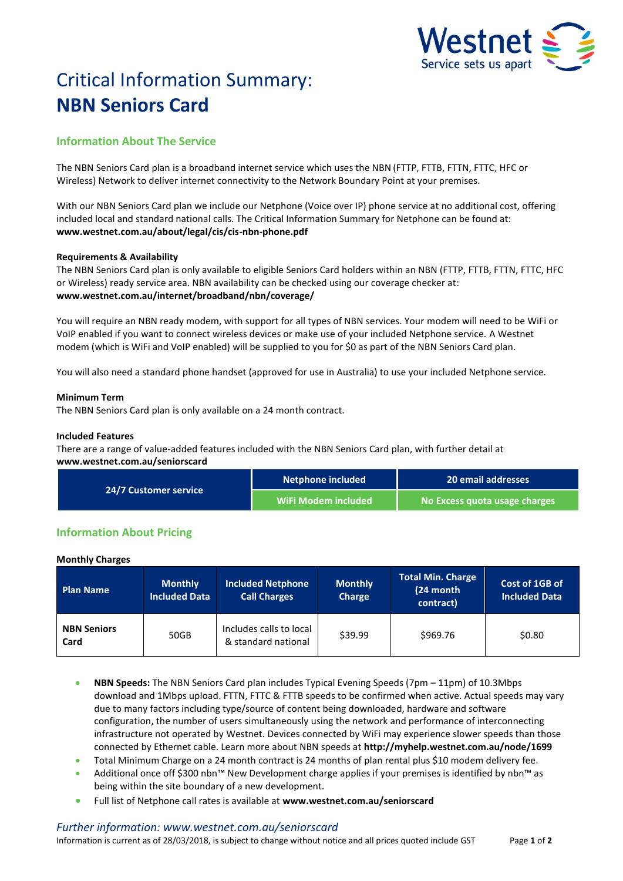# Critical Information Summary: **NBN Seniors Card**

## Information About The Service

The NBN Seniors Card plan is a broadband internet service which uses the NBN (FTTP, FTTB, FTTN, FTTC, HFC or Wireless) Network to deliver internet connectivity to the Network Boundary Point at your premises.

With our NBN Seniors Card plan we include our Netphone (Voice over IP) phone service at no additional cost, offering included local and standard national calls. The Critical Information Summary for Netphone can be found at: **www.westnet.com.au/about/legal/cis/cis-nbn-phone.pdf**

### Requirements & Availability

The NBN Seniors Card plan is only available to eligible Seniors Card holders within an NBN (FTTP, FTTB, FTTN, FTTC, HFC or Wireless) ready service area. NBN availability can be checked using our coverage checker at: **www.westnet.com.au/internet/broadband/nbn/coverage/**

You will require an NBN ready modem, with support for all types of NBN services. Your modem will need to be WiFi or VoIP enabled if you want to connect wireless devices or make use of your included Netphone service. A Westnet modem (which is WiFi and VoIP enabled) will be supplied to you for $0 as part of the NBN Seniors Card plan.

You will also need a standard phone handset (approved for use in Australia) to use your included Netphone service.

### Minimum Term

The NBN Seniors Card plan is only available on a 24 month contract.

### Included Features

There are a range of value-added features included with the NBN Seniors Card plan, with further detail at **www.westnet.com.au/seniorscard**

| 24/7 Customer service | Netphone included | 20 email addresses |
|---|---|---|
| | WiFi Modem included | No Excess quota usage charges |

## Information About Pricing

### Monthly Charges

| Plan Name | Monthly Included Data | Included Netphone Call Charges | Monthly Charge | Total Min. Charge (24 month contract) | Cost of 1GB of Included Data |
|---|---|---|---|---|---|
| **NBN Seniors Card** | 50GB | Includes calls to local & standard national | $39.99 | $969.76 | $0.80 |

- **NBN Speeds:** The NBN Seniors Card plan includes Typical Evening Speeds (7pm – 11pm) of 10.3Mbps download and 1Mbps upload. FTTN, FTTC & FTTB speeds to be confirmed when active. Actual speeds may vary due to many factors including type/source of content being downloaded, hardware and software configuration, the number of users simultaneously using the network and performance of interconnecting infrastructure not operated by Westnet. Devices connected by WiFi may experience slower speeds than those connected by Ethernet cable. Learn more about NBN speeds at **http://myhelp.westnet.com.au/node/1699**
- Total Minimum Charge on a 24 month contract is 24 months of plan rental plus $10 modem delivery fee.
- Additional once off $300 nbn™ New Development charge applies if your premises is identified by nbn™ as being within the site boundary of a new development.
- Full list of Netphone call rates is available at **www.westnet.com.au/seniorscard**

*Further information: www.westnet.com.au/seniorscard*

Information is current as of 28/03/2018, is subject to change without notice and all prices quoted include GST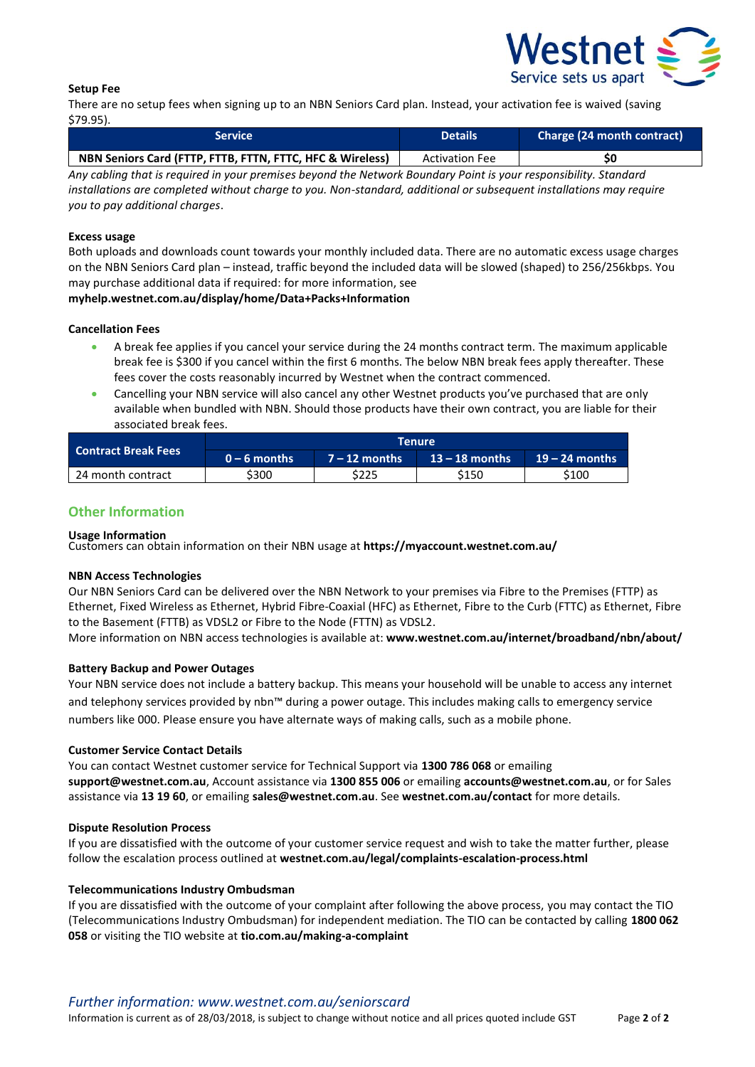### Setup Fee

There are no setup fees when signing up to an NBN Seniors Card plan. Instead, your activation fee is waived (saving $79.95).

| Service | Details | Charge (24 month contract) |
|---|---|---|
| **NBN Seniors Card (FTTP, FTTB, FTTN, FTTC, HFC & Wireless)** | Activation Fee | **$0** |

*Any cabling that is required in your premises beyond the Network Boundary Point is your responsibility. Standard installations are completed without charge to you. Non-standard, additional or subsequent installations may require you to pay additional charges.*

### Excess usage

Both uploads and downloads count towards your monthly included data. There are no automatic excess usage charges on the NBN Seniors Card plan – instead, traffic beyond the included data will be slowed (shaped) to 256/256kbps. You may purchase additional data if required: for more information, see
**myhelp.westnet.com.au/display/home/Data+Packs+Information**

### Cancellation Fees

- A break fee applies if you cancel your service during the 24 months contract term. The maximum applicable break fee is $300 if you cancel within the first 6 months. The below NBN break fees apply thereafter. These fees cover the costs reasonably incurred by Westnet when the contract commenced.
- Cancelling your NBN service will also cancel any other Westnet products you've purchased that are only available when bundled with NBN. Should those products have their own contract, you are liable for their associated break fees.

| Contract Break Fees | Tenure | | | |
|---|---|---|---|---|
| | 0 – 6 months | 7 – 12 months | 13 – 18 months | 19 – 24 months |
| 24 month contract | $300 | $225 | $150 | $100 |

## Other Information

### Usage Information

Customers can obtain information on their NBN usage at **https://myaccount.westnet.com.au/**

### NBN Access Technologies

Our NBN Seniors Card can be delivered over the NBN Network to your premises via Fibre to the Premises (FTTP) as Ethernet, Fixed Wireless as Ethernet, Hybrid Fibre-Coaxial (HFC) as Ethernet, Fibre to the Curb (FTTC) as Ethernet, Fibre to the Basement (FTTB) as VDSL2 or Fibre to the Node (FTTN) as VDSL2.
More information on NBN access technologies is available at: **www.westnet.com.au/internet/broadband/nbn/about/**

### Battery Backup and Power Outages

Your NBN service does not include a battery backup. This means your household will be unable to access any internet and telephony services provided by nbn™ during a power outage. This includes making calls to emergency service numbers like 000. Please ensure you have alternate ways of making calls, such as a mobile phone.

### Customer Service Contact Details

You can contact Westnet customer service for Technical Support via **1300 786 068** or emailing **support@westnet.com.au**, Account assistance via **1300 855 006** or emailing **accounts@westnet.com.au**, or for Sales assistance via **13 19 60**, or emailing **sales@westnet.com.au**. See **westnet.com.au/contact** for more details.

### Dispute Resolution Process

If you are dissatisfied with the outcome of your customer service request and wish to take the matter further, please follow the escalation process outlined at **westnet.com.au/legal/complaints-escalation-process.html**

### Telecommunications Industry Ombudsman

If you are dissatisfied with the outcome of your complaint after following the above process, you may contact the TIO (Telecommunications Industry Ombudsman) for independent mediation. The TIO can be contacted by calling **1800 062 058** or visiting the TIO website at **tio.com.au/making-a-complaint**

*Further information: www.westnet.com.au/seniorscard*

Information is current as of 28/03/2018, is subject to change without notice and all prices quoted include GST